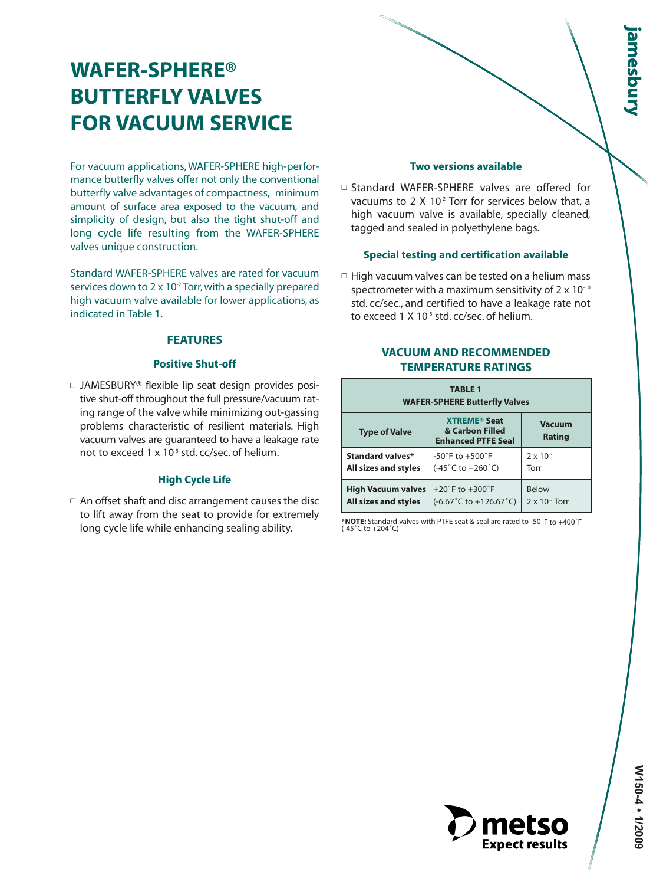# WAFER-SPHERE® BUTTERFLY VALVES FOR VACUUM SERVICE

For vacuum applications, WAFER-SPHERE high-performance butterfly valves offer not only the conventional butterfly valve advantages of compactness, minimum amount of surface area exposed to the vacuum, and simplicity of design, but also the tight shut-off and long cycle life resulting from the WAFER-SPHERE valves unique construction.

Standard WAFER-SPHERE valves are rated for vacuum services down to $2 \times 10^{-2}$ Torr, with a specially prepared high vacuum valve available for lower applications, as indicated in Table 1.

## FEATURES

### Positive Shut-off

- JAMESBURY® flexible lip seat design provides positive shut-off throughout the full pressure/vacuum rating range of the valve while minimizing out-gassing problems characteristic of resilient materials. High vacuum valves are guaranteed to have a leakage rate not to exceed $1 \times 10^{-5}$ std. cc/sec. of helium.

### High Cycle Life

- An offset shaft and disc arrangement causes the disc to lift away from the seat to provide for extremely long cycle life while enhancing sealing ability.

### Two versions available

- Standard WAFER-SPHERE valves are offered for vacuums to $2 \times 10^{-2}$ Torr for services below that, a high vacuum valve is available, specially cleaned, tagged and sealed in polyethylene bags.

### Special testing and certification available

- High vacuum valves can be tested on a helium mass spectrometer with a maximum sensitivity of $2 \times 10^{-10}$ std. cc/sec., and certified to have a leakage rate not to exceed $1 \times 10^{-5}$ std. cc/sec. of helium.

## VACUUM AND RECOMMENDED TEMPERATURE RATINGS

**TABLE 1**
**WAFER-SPHERE Butterfly Valves**

| Type of Valve | XTREME® Seat & Carbon Filled Enhanced PTFE Seal | Vacuum Rating |
|---|---|---|
| **Standard valves*** **All sizes and styles** | -50˚F to +500˚F (-45˚C to +260˚C) | $2 \times 10^{-2}$ Torr |
| **High Vacuum valves** **All sizes and styles** | +20˚F to +300˚F (-6.67˚C to +126.67˚C) | Below $2 \times 10^{-2}$ Torr |

***NOTE:** Standard valves with PTFE seat & seal are rated to -50˚F to +400˚F (-45˚C to +204˚C)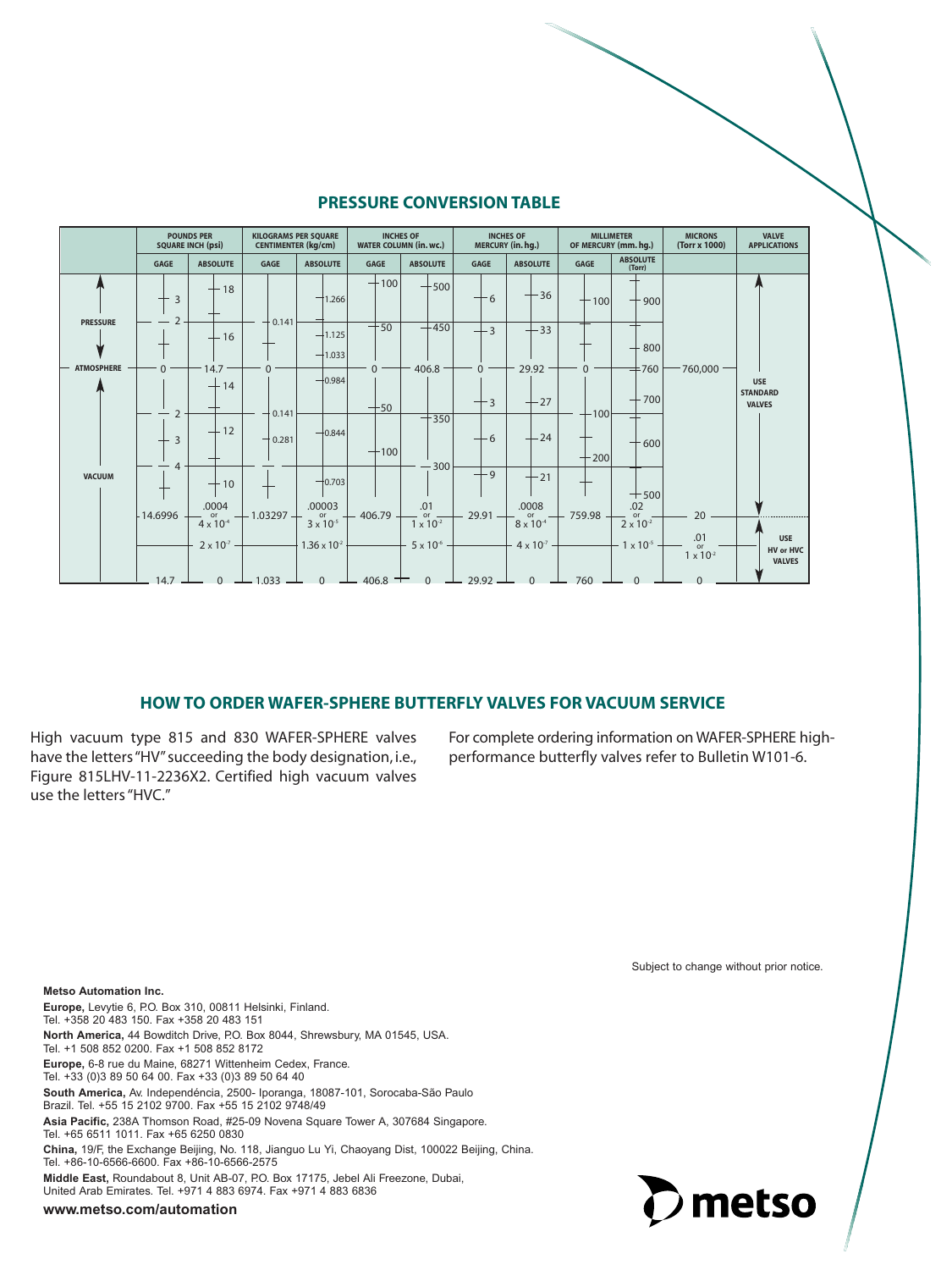## PRESSURE CONVERSION TABLE

| | POUNDS PER SQUARE INCH (psi) | | KILOGRAMS PER SQUARE CENTIMENTER (kg/cm) | | INCHES OF WATER COLUMN (in. wc.) | | INCHES OF MERCURY (in. hg.) | | MILLIMETER OF MERCURY (mm. hg.) | | MICRONS (Torr x 1000) | VALVE APPLICATIONS |
|---|---|---|---|---|---|---|---|---|---|---|---|---|
| | GAGE | ABSOLUTE | GAGE | ABSOLUTE | GAGE | ABSOLUTE | GAGE | ABSOLUTE | GAGE | ABSOLUTE (Torr) | | |
| | 3 | 18 | | 1.266 | 100 | 500 | 6 | 36 | 100 | 900 | | |
| PRESSURE | 2 | 16 | 0.141 | 1.125 | 50 | 450 | 3 | 33 | | 800 | | |
| | | | | 1.033 | | | | | | | | |
| ATMOSPHERE | 0 | 14.7 | 0 | | 0 | 406.8 | 0 | 29.92 | 0 | 760 | 760,000 | USE STANDARD VALVES |
| | | 14 | | 0.984 | | | | | | | | |
| | 2 | | 0.141 | | 50 | 350 | 3 | 27 | 100 | 700 | | |
| | 3 | 12 | 0.281 | 0.844 | 100 | | 6 | 24 | | 600 | | |
| VACUUM | 4 | 10 | | 0.703 | | 300 | 9 | 21 | 200 | 500 | | |
| | 14.6996 | .0004 or $4 \times 10^{-4}$ | 1.03297 | .00003 or $3 \times 10^{-5}$ | 406.79 | .01 or $1 \times 10^{-2}$ | 29.91 | .0008 or $8 \times 10^{-4}$ | 759.98 | .02 or $2 \times 10^{-2}$ | 20 | |
| | | $2 \times 10^{-7}$ | | $1.36 \times 10^{-2}$ | | $5 \times 10^{-6}$ | | $4 \times 10^{-7}$ | | $1 \times 10^{-5}$ | .01 or $1 \times 10^{-2}$ | USE HV or HVC VALVES |
| | 14.7 | 0 | 1.033 | 0 | 406.8 | 0 | 29.92 | 0 | 760 | 0 | 0 | |

## HOW TO ORDER WAFER-SPHERE BUTTERFLY VALVES FOR VACUUM SERVICE

High vacuum type 815 and 830 WAFER-SPHERE valves have the letters "HV" succeeding the body designation, i.e., Figure 815LHV-11-2236X2. Certified high vacuum valves use the letters "HVC."

For complete ordering information on WAFER-SPHERE high-performance butterfly valves refer to Bulletin W101-6.

Subject to change without prior notice.

**Metso Automation Inc.**

**Europe,** Levytie 6, P.O. Box 310, 00811 Helsinki, Finland.
Tel. +358 20 483 150. Fax +358 20 483 151

**North America,** 44 Bowditch Drive, P.O. Box 8044, Shrewsbury, MA 01545, USA.
Tel. +1 508 852 0200. Fax +1 508 852 8172

**Europe,** 6-8 rue du Maine, 68271 Wittenheim Cedex, France.
Tel. +33 (0)3 89 50 64 00. Fax +33 (0)3 89 50 64 40

**South America,** Av. Independência, 2500- Iporanga, 18087-101, Sorocaba-São Paulo
Brazil. Tel. +55 15 2102 9700. Fax +55 15 2102 9748/49

**Asia Pacific,** 238A Thomson Road, #25-09 Novena Square Tower A, 307684 Singapore.
Tel. +65 6511 1011. Fax +65 6250 0830

**China,** 19/F, the Exchange Beijing, No. 118, Jianguo Lu Yi, Chaoyang Dist, 100022 Beijing, China.
Tel. +86-10-6566-6600. Fax +86-10-6566-2575

**Middle East,** Roundabout 8, Unit AB-07, P.O. Box 17175, Jebel Ali Freezone, Dubai,
United Arab Emirates. Tel. +971 4 883 6974. Fax +971 4 883 6836

**www.metso.com/automation**

metso